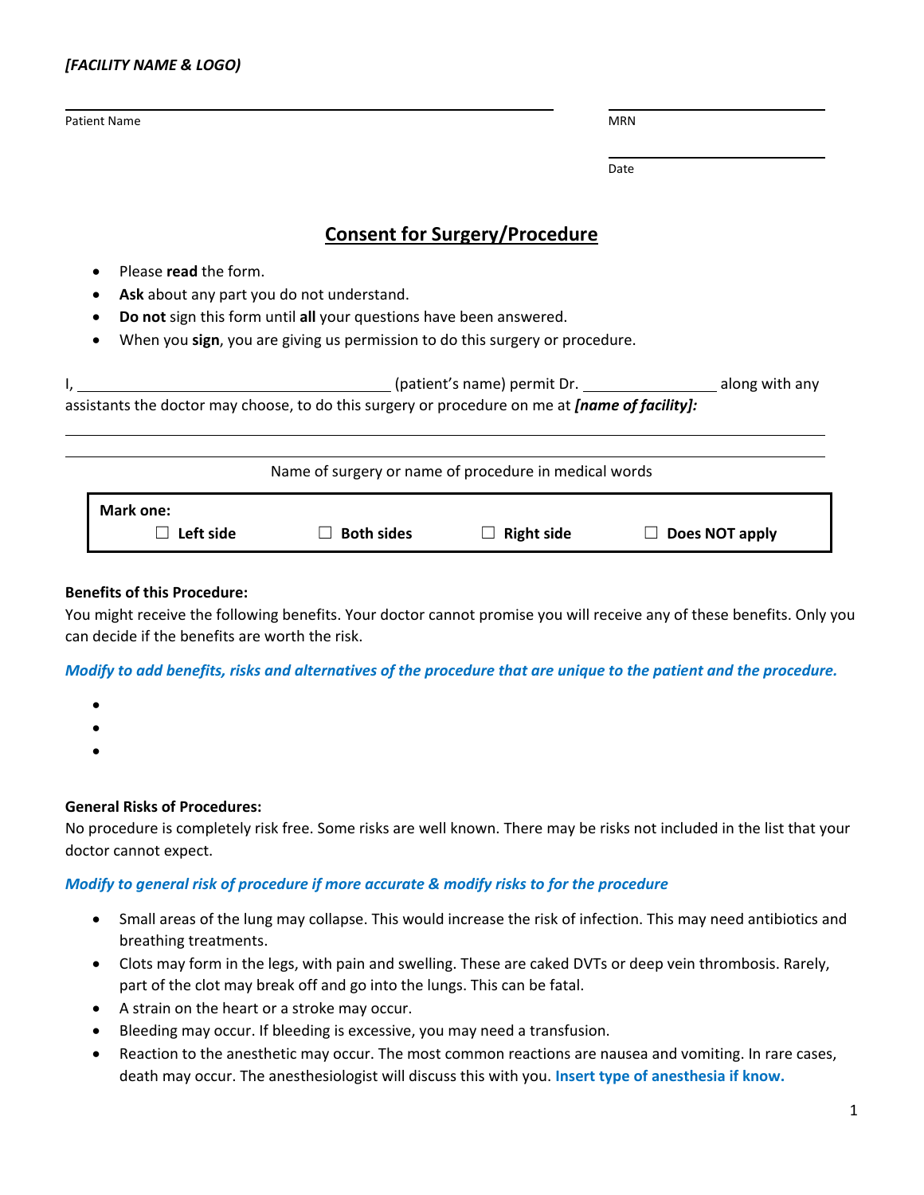***[FACILITY NAME & LOGO)***

Patient Name ______________________________ MRN ______________

Date ______________

# Consent for Surgery/Procedure

- Please **read** the form.
- **Ask** about any part you do not understand.
- **Do not** sign this form until **all** your questions have been answered.
- When you **sign**, you are giving us permission to do this surgery or procedure.

I, ________________________________ (patient's name) permit Dr. ______________ along with any assistants the doctor may choose, to do this surgery or procedure on me at ***[name of facility]:***

___________________________________________________________________________

___________________________________________________________________________

Name of surgery or name of procedure in medical words

**Mark one:**
☐ **Left side** ☐ **Both sides** ☐ **Right side** ☐ **Does NOT apply**

**Benefits of this Procedure:**

You might receive the following benefits. Your doctor cannot promise you will receive any of these benefits. Only you can decide if the benefits are worth the risk.

***Modify to add benefits, risks and alternatives of the procedure that are unique to the patient and the procedure.***

- 
- 
- 

**General Risks of Procedures:**

No procedure is completely risk free. Some risks are well known. There may be risks not included in the list that your doctor cannot expect.

***Modify to general risk of procedure if more accurate & modify risks to for the procedure***

- Small areas of the lung may collapse. This would increase the risk of infection. This may need antibiotics and breathing treatments.
- Clots may form in the legs, with pain and swelling. These are caked DVTs or deep vein thrombosis. Rarely, part of the clot may break off and go into the lungs. This can be fatal.
- A strain on the heart or a stroke may occur.
- Bleeding may occur. If bleeding is excessive, you may need a transfusion.
- Reaction to the anesthetic may occur. The most common reactions are nausea and vomiting. In rare cases, death may occur. The anesthesiologist will discuss this with you. **Insert type of anesthesia if know.**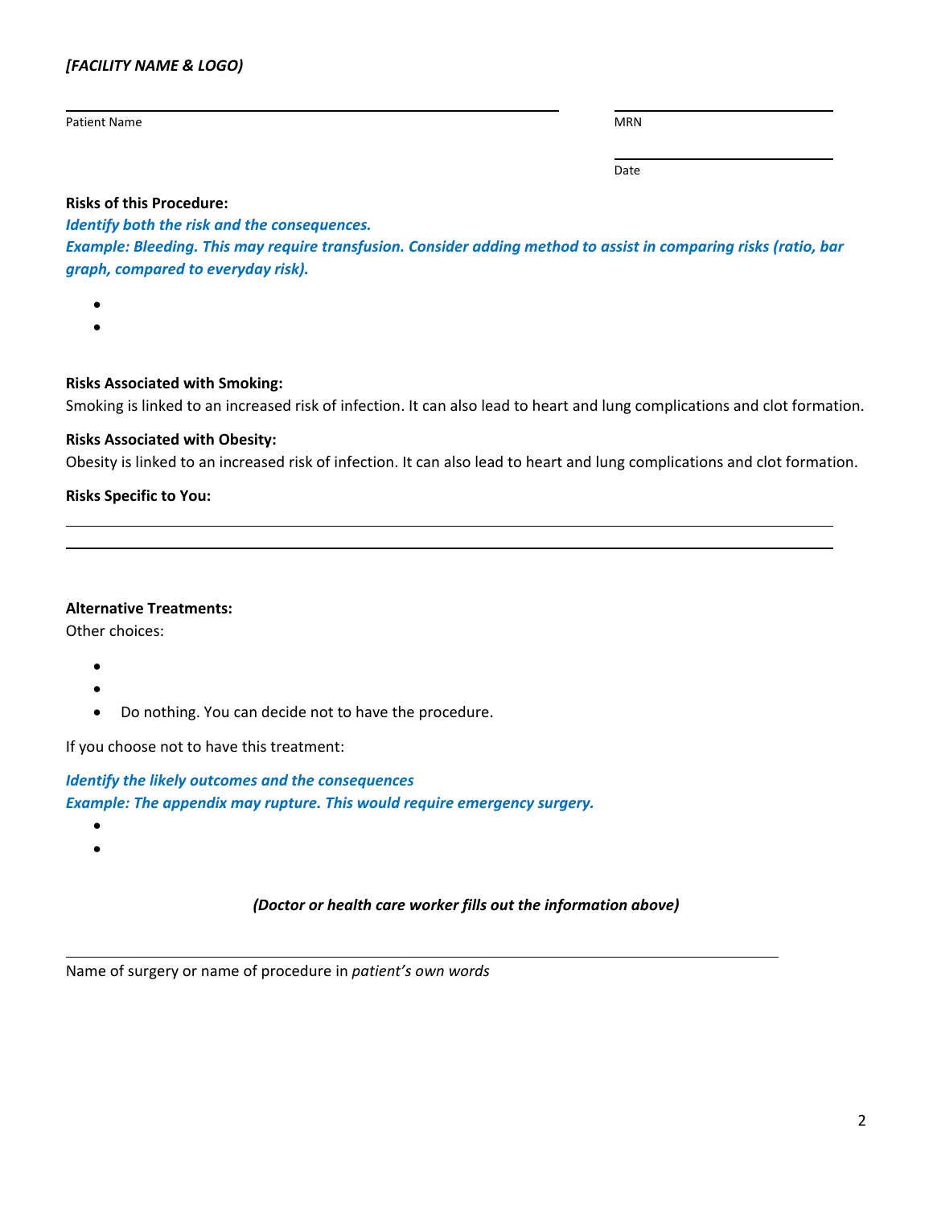*[FACILITY NAME & LOGO)*

Patient Name ______________________________ MRN ______________

Date ______________

**Risks of this Procedure:**

***Identify both the risk and the consequences.***
***Example: Bleeding. This may require transfusion. Consider adding method to assist in comparing risks (ratio, bar graph, compared to everyday risk).***

- 
- 

**Risks Associated with Smoking:**
Smoking is linked to an increased risk of infection. It can also lead to heart and lung complications and clot formation.

**Risks Associated with Obesity:**
Obesity is linked to an increased risk of infection. It can also lead to heart and lung complications and clot formation.

**Risks Specific to You:**

______________________________________________________________________

______________________________________________________________________

**Alternative Treatments:**
Other choices:

- 
- 
- Do nothing. You can decide not to have the procedure.

If you choose not to have this treatment:

***Identify the likely outcomes and the consequences***
***Example: The appendix may rupture. This would require emergency surgery.***

- 
- 

***(Doctor or health care worker fills out the information above)***

______________________________________________________________________

Name of surgery or name of procedure in *patient's own words*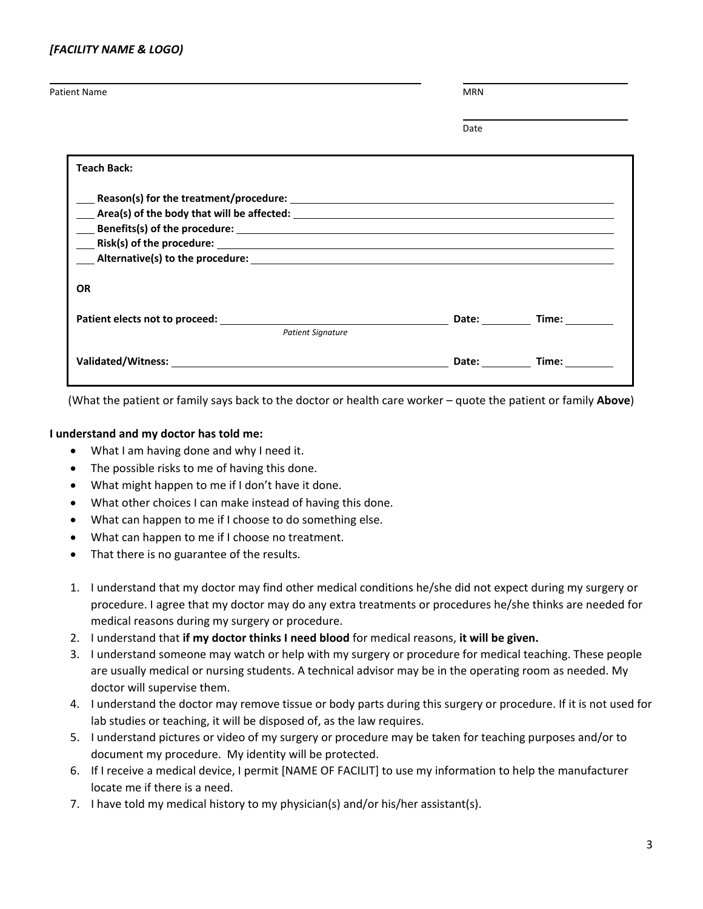*[FACILITY NAME & LOGO)*

Patient Name ______________________________ MRN ______________________

Date ______________________

**Teach Back:**

___ **Reason(s) for the treatment/procedure:** ______________________________

___ **Area(s) of the body that will be affected:** ______________________________

___ **Benefits(s) of the procedure:** ______________________________

___ **Risk(s) of the procedure:** ______________________________

___ **Alternative(s) to the procedure:** ______________________________

**OR**

**Patient elects not to proceed:** ______________________________ **Date:** ________ **Time:** ________
*Patient Signature*

**Validated/Witness:** ______________________________ **Date:** ________ **Time:** ________

(What the patient or family says back to the doctor or health care worker – quote the patient or family **Above**)

**I understand and my doctor has told me:**

- What I am having done and why I need it.
- The possible risks to me of having this done.
- What might happen to me if I don't have it done.
- What other choices I can make instead of having this done.
- What can happen to me if I choose to do something else.
- What can happen to me if I choose no treatment.
- That there is no guarantee of the results.

1. I understand that my doctor may find other medical conditions he/she did not expect during my surgery or procedure. I agree that my doctor may do any extra treatments or procedures he/she thinks are needed for medical reasons during my surgery or procedure.
2. I understand that **if my doctor thinks I need blood** for medical reasons, **it will be given.**
3. I understand someone may watch or help with my surgery or procedure for medical teaching. These people are usually medical or nursing students. A technical advisor may be in the operating room as needed. My doctor will supervise them.
4. I understand the doctor may remove tissue or body parts during this surgery or procedure. If it is not used for lab studies or teaching, it will be disposed of, as the law requires.
5. I understand pictures or video of my surgery or procedure may be taken for teaching purposes and/or to document my procedure. My identity will be protected.
6. If I receive a medical device, I permit [NAME OF FACILIT] to use my information to help the manufacturer locate me if there is a need.
7. I have told my medical history to my physician(s) and/or his/her assistant(s).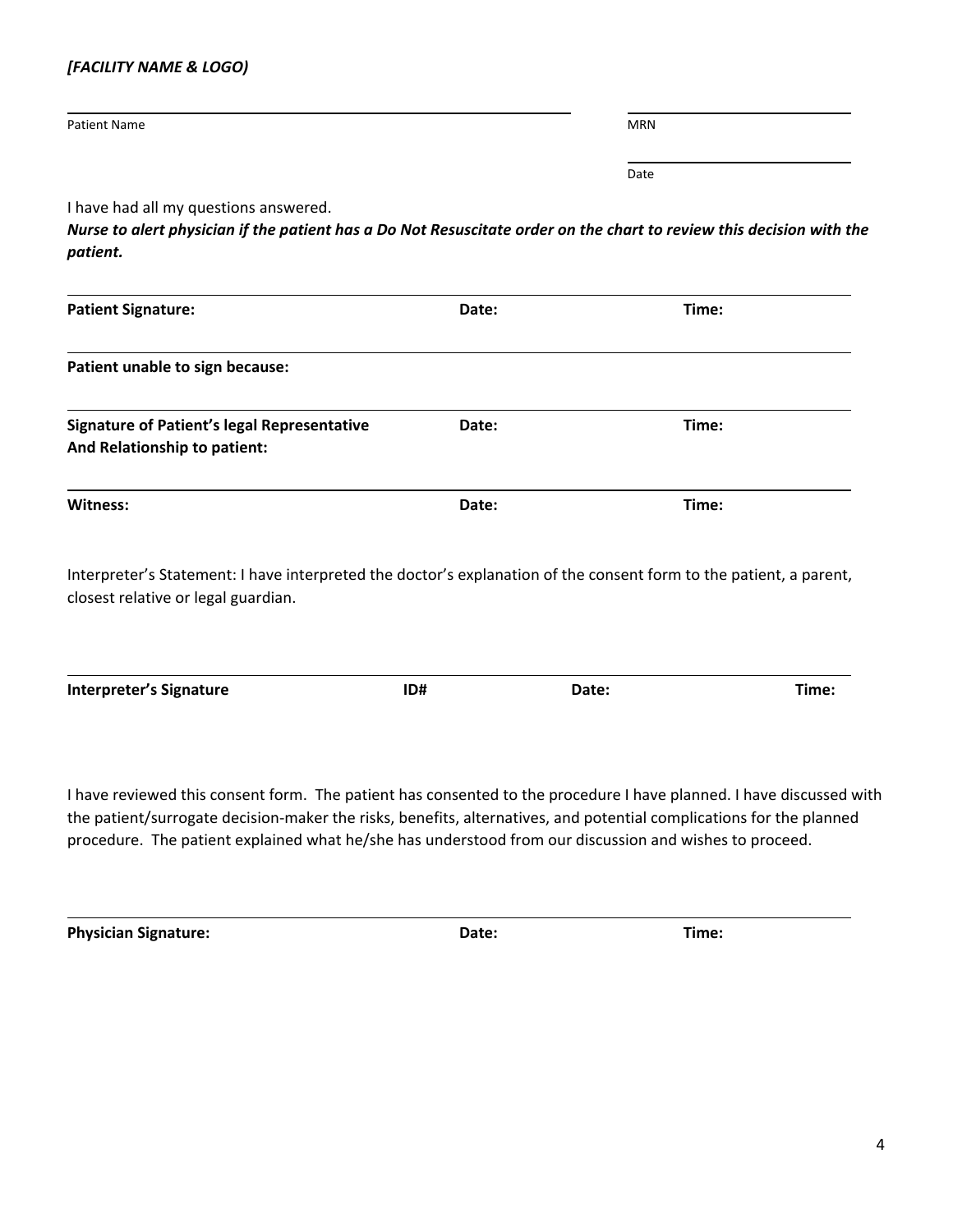*[FACILITY NAME & LOGO)*

Patient Name ______________________ MRN ______________

Date ______________

I have had all my questions answered.

***Nurse to alert physician if the patient has a Do Not Resuscitate order on the chart to review this decision with the patient.***

| | | |
|---|---|---|
| **Patient Signature:** | **Date:** | **Time:** |
| **Patient unable to sign because:** | | |
| **Signature of Patient's legal Representative And Relationship to patient:** | **Date:** | **Time:** |
| **Witness:** | **Date:** | **Time:** |

Interpreter's Statement: I have interpreted the doctor's explanation of the consent form to the patient, a parent, closest relative or legal guardian.

| | | | |
|---|---|---|---|
| **Interpreter's Signature** | **ID#** | **Date:** | **Time:** |

I have reviewed this consent form. The patient has consented to the procedure I have planned. I have discussed with the patient/surrogate decision-maker the risks, benefits, alternatives, and potential complications for the planned procedure. The patient explained what he/she has understood from our discussion and wishes to proceed.

| | | |
|---|---|---|
| **Physician Signature:** | **Date:** | **Time:** |